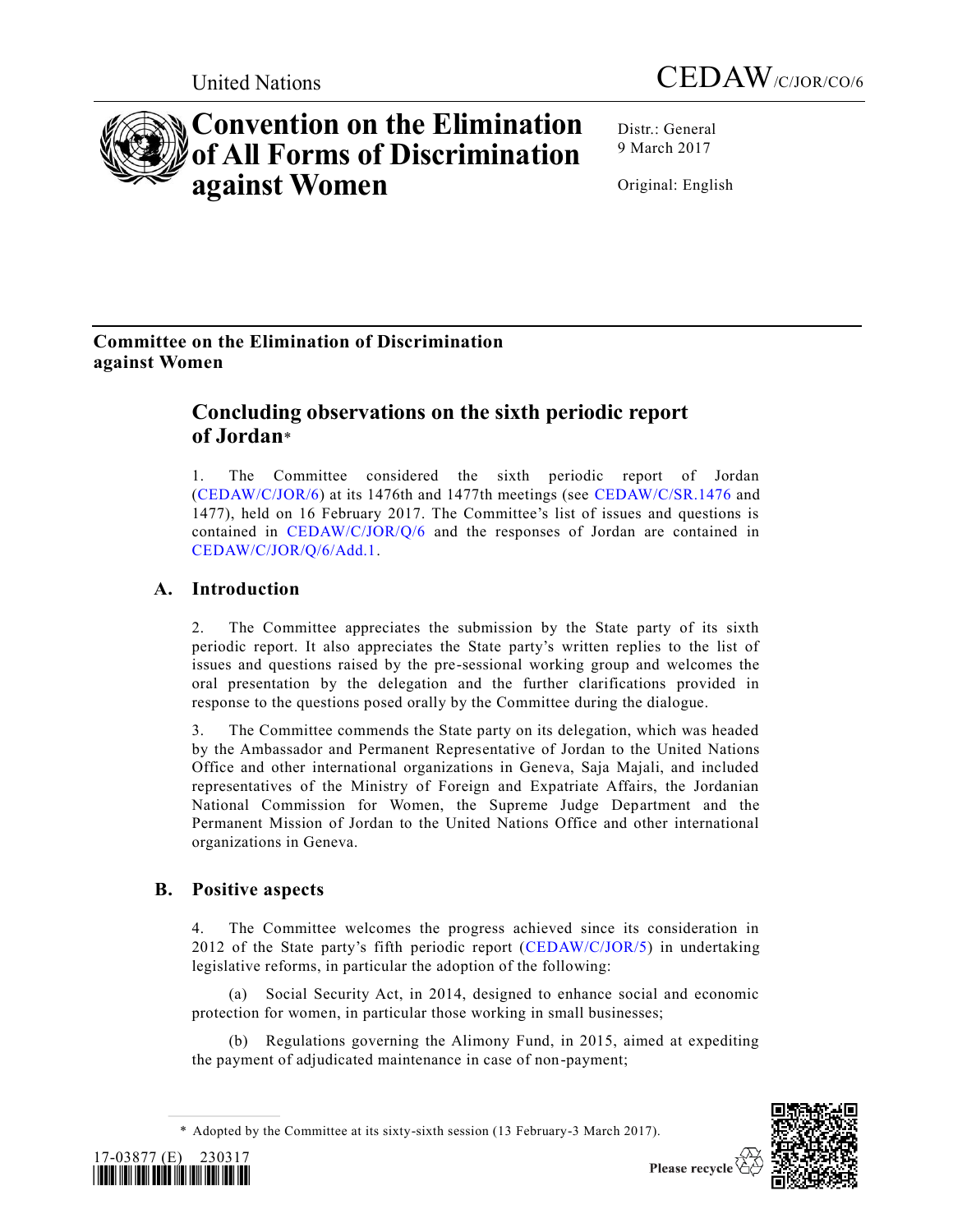United Nations

CEDAW/C/JOR/CO/6

# Convention on the Elimination of All Forms of Discrimination against Women

Distr.: General
9 March 2017

Original: English

## Committee on the Elimination of Discrimination against Women

# Concluding observations on the sixth periodic report of Jordan*

1. The Committee considered the sixth periodic report of Jordan (CEDAW/C/JOR/6) at its 1476th and 1477th meetings (see CEDAW/C/SR.1476 and 1477), held on 16 February 2017. The Committee's list of issues and questions is contained in CEDAW/C/JOR/Q/6 and the responses of Jordan are contained in CEDAW/C/JOR/Q/6/Add.1.

## A. Introduction

2. The Committee appreciates the submission by the State party of its sixth periodic report. It also appreciates the State party's written replies to the list of issues and questions raised by the pre-sessional working group and welcomes the oral presentation by the delegation and the further clarifications provided in response to the questions posed orally by the Committee during the dialogue.

3. The Committee commends the State party on its delegation, which was headed by the Ambassador and Permanent Representative of Jordan to the United Nations Office and other international organizations in Geneva, Saja Majali, and included representatives of the Ministry of Foreign and Expatriate Affairs, the Jordanian National Commission for Women, the Supreme Judge Department and the Permanent Mission of Jordan to the United Nations Office and other international organizations in Geneva.

## B. Positive aspects

4. The Committee welcomes the progress achieved since its consideration in 2012 of the State party's fifth periodic report (CEDAW/C/JOR/5) in undertaking legislative reforms, in particular the adoption of the following:

(a) Social Security Act, in 2014, designed to enhance social and economic protection for women, in particular those working in small businesses;

(b) Regulations governing the Alimony Fund, in 2015, aimed at expediting the payment of adjudicated maintenance in case of non-payment;

\* Adopted by the Committee at its sixty-sixth session (13 February-3 March 2017).

17-03877 (E) 230317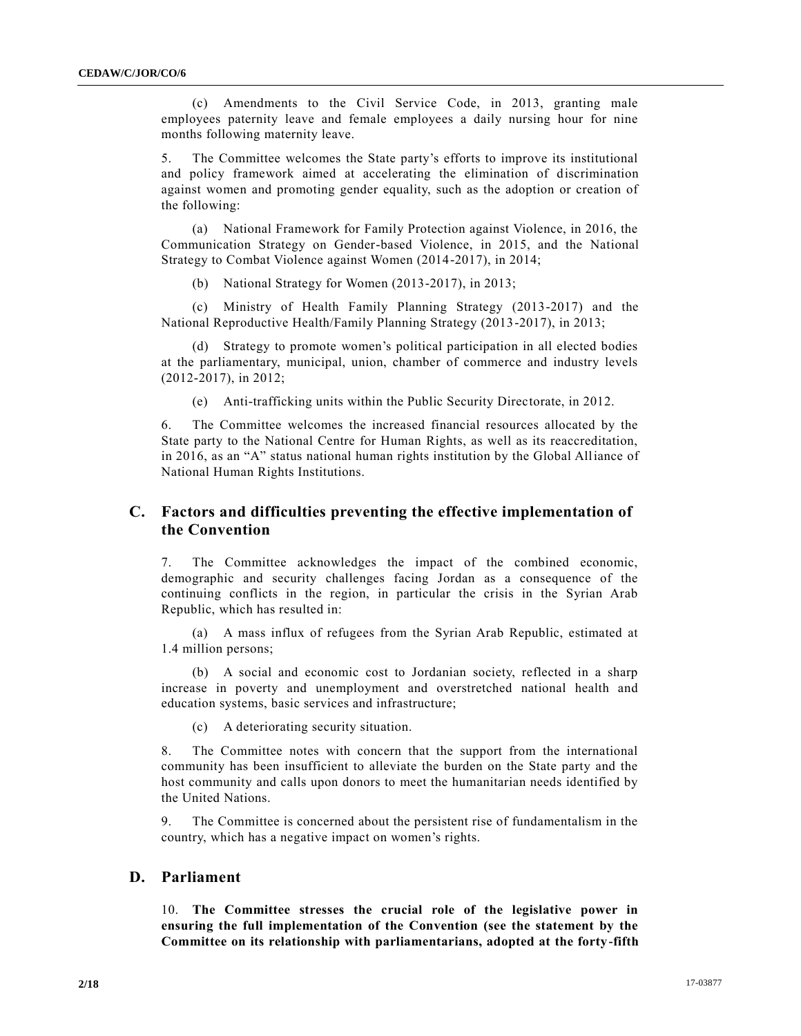(c) Amendments to the Civil Service Code, in 2013, granting male employees paternity leave and female employees a daily nursing hour for nine months following maternity leave.

5. The Committee welcomes the State party's efforts to improve its institutional and policy framework aimed at accelerating the elimination of discrimination against women and promoting gender equality, such as the adoption or creation of the following:

(a) National Framework for Family Protection against Violence, in 2016, the Communication Strategy on Gender-based Violence, in 2015, and the National Strategy to Combat Violence against Women (2014-2017), in 2014;

(b) National Strategy for Women (2013-2017), in 2013;

(c) Ministry of Health Family Planning Strategy (2013-2017) and the National Reproductive Health/Family Planning Strategy (2013-2017), in 2013;

(d) Strategy to promote women's political participation in all elected bodies at the parliamentary, municipal, union, chamber of commerce and industry levels (2012-2017), in 2012;

(e) Anti-trafficking units within the Public Security Directorate, in 2012.

6. The Committee welcomes the increased financial resources allocated by the State party to the National Centre for Human Rights, as well as its reaccreditation, in 2016, as an "A" status national human rights institution by the Global Alliance of National Human Rights Institutions.

## C. Factors and difficulties preventing the effective implementation of the Convention

7. The Committee acknowledges the impact of the combined economic, demographic and security challenges facing Jordan as a consequence of the continuing conflicts in the region, in particular the crisis in the Syrian Arab Republic, which has resulted in:

(a) A mass influx of refugees from the Syrian Arab Republic, estimated at 1.4 million persons;

(b) A social and economic cost to Jordanian society, reflected in a sharp increase in poverty and unemployment and overstretched national health and education systems, basic services and infrastructure;

(c) A deteriorating security situation.

8. The Committee notes with concern that the support from the international community has been insufficient to alleviate the burden on the State party and the host community and calls upon donors to meet the humanitarian needs identified by the United Nations.

9. The Committee is concerned about the persistent rise of fundamentalism in the country, which has a negative impact on women's rights.

## D. Parliament

10. **The Committee stresses the crucial role of the legislative power in ensuring the full implementation of the Convention (see the statement by the Committee on its relationship with parliamentarians, adopted at the forty-fifth**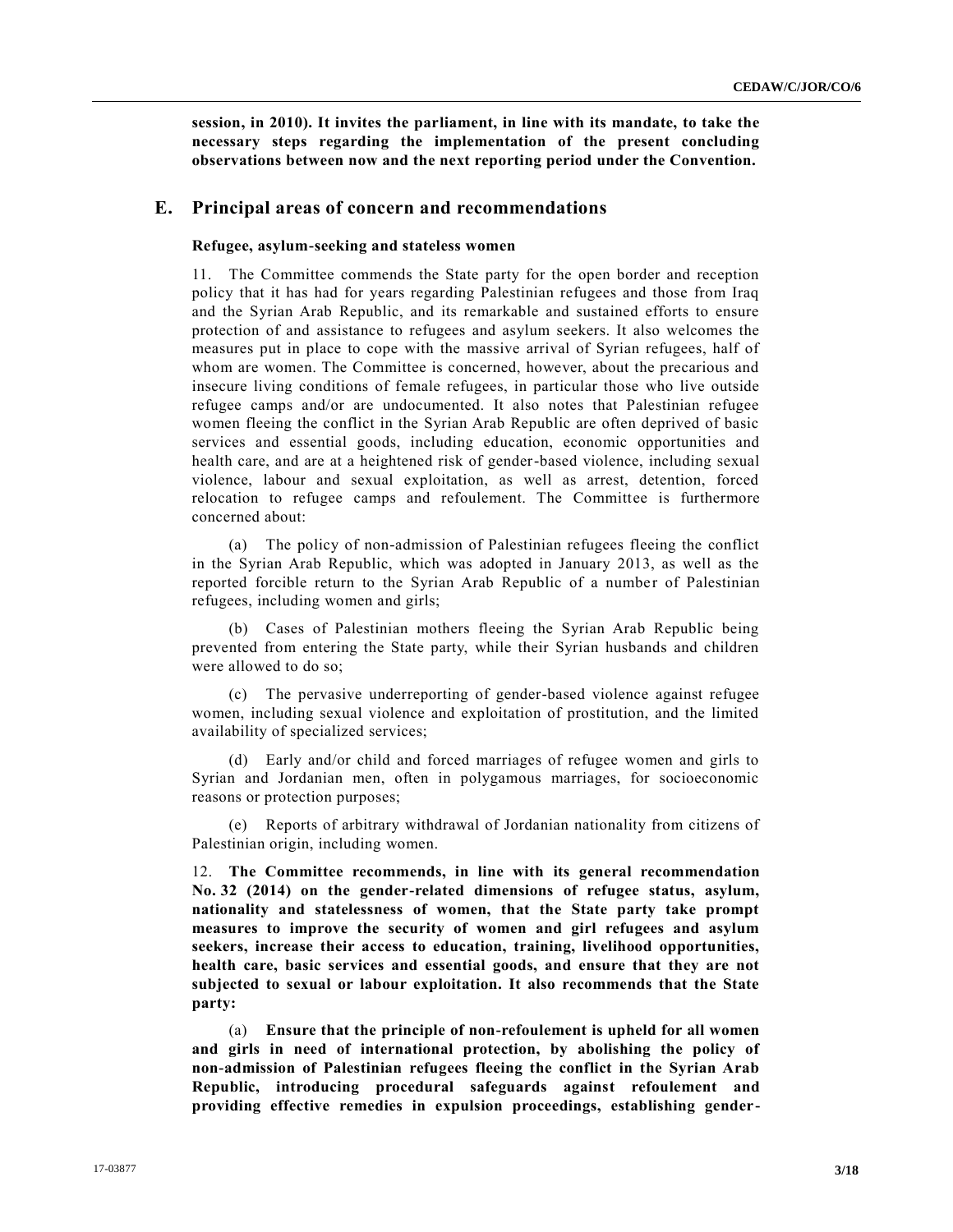**session, in 2010). It invites the parliament, in line with its mandate, to take the necessary steps regarding the implementation of the present concluding observations between now and the next reporting period under the Convention.**

## E. Principal areas of concern and recommendations

### Refugee, asylum-seeking and stateless women

11. The Committee commends the State party for the open border and reception policy that it has had for years regarding Palestinian refugees and those from Iraq and the Syrian Arab Republic, and its remarkable and sustained efforts to ensure protection of and assistance to refugees and asylum seekers. It also welcomes the measures put in place to cope with the massive arrival of Syrian refugees, half of whom are women. The Committee is concerned, however, about the precarious and insecure living conditions of female refugees, in particular those who live outside refugee camps and/or are undocumented. It also notes that Palestinian refugee women fleeing the conflict in the Syrian Arab Republic are often deprived of basic services and essential goods, including education, economic opportunities and health care, and are at a heightened risk of gender-based violence, including sexual violence, labour and sexual exploitation, as well as arrest, detention, forced relocation to refugee camps and refoulement. The Committee is furthermore concerned about:

(a) The policy of non-admission of Palestinian refugees fleeing the conflict in the Syrian Arab Republic, which was adopted in January 2013, as well as the reported forcible return to the Syrian Arab Republic of a number of Palestinian refugees, including women and girls;

(b) Cases of Palestinian mothers fleeing the Syrian Arab Republic being prevented from entering the State party, while their Syrian husbands and children were allowed to do so;

(c) The pervasive underreporting of gender-based violence against refugee women, including sexual violence and exploitation of prostitution, and the limited availability of specialized services;

(d) Early and/or child and forced marriages of refugee women and girls to Syrian and Jordanian men, often in polygamous marriages, for socioeconomic reasons or protection purposes;

(e) Reports of arbitrary withdrawal of Jordanian nationality from citizens of Palestinian origin, including women.

12. **The Committee recommends, in line with its general recommendation No. 32 (2014) on the gender-related dimensions of refugee status, asylum, nationality and statelessness of women, that the State party take prompt measures to improve the security of women and girl refugees and asylum seekers, increase their access to education, training, livelihood opportunities, health care, basic services and essential goods, and ensure that they are not subjected to sexual or labour exploitation. It also recommends that the State party:**

(a) **Ensure that the principle of non-refoulement is upheld for all women and girls in need of international protection, by abolishing the policy of non-admission of Palestinian refugees fleeing the conflict in the Syrian Arab Republic, introducing procedural safeguards against refoulement and providing effective remedies in expulsion proceedings, establishing gender-**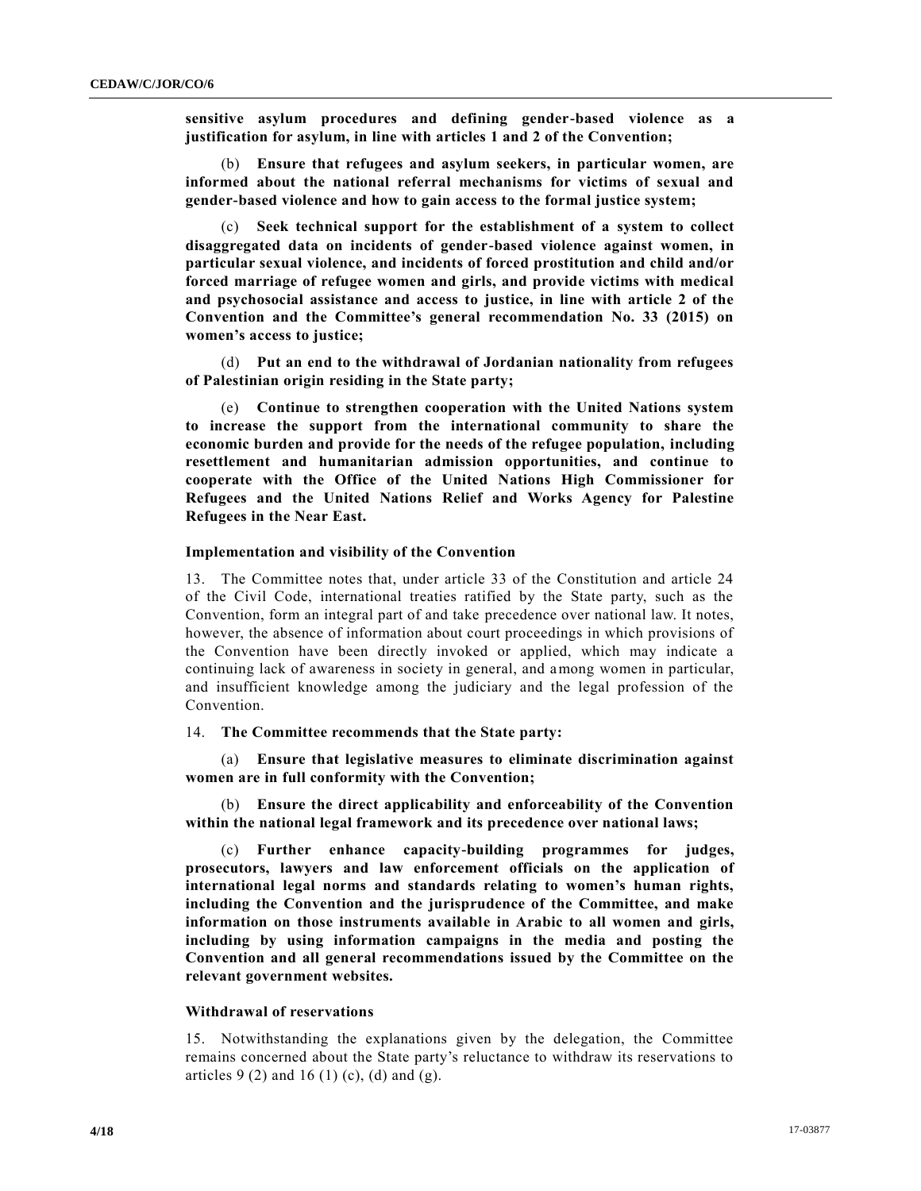**sensitive asylum procedures and defining gender-based violence as a justification for asylum, in line with articles 1 and 2 of the Convention;**

(b) **Ensure that refugees and asylum seekers, in particular women, are informed about the national referral mechanisms for victims of sexual and gender-based violence and how to gain access to the formal justice system;**

(c) **Seek technical support for the establishment of a system to collect disaggregated data on incidents of gender-based violence against women, in particular sexual violence, and incidents of forced prostitution and child and/or forced marriage of refugee women and girls, and provide victims with medical and psychosocial assistance and access to justice, in line with article 2 of the Convention and the Committee's general recommendation No. 33 (2015) on women's access to justice;**

(d) **Put an end to the withdrawal of Jordanian nationality from refugees of Palestinian origin residing in the State party;**

(e) **Continue to strengthen cooperation with the United Nations system to increase the support from the international community to share the economic burden and provide for the needs of the refugee population, including resettlement and humanitarian admission opportunities, and continue to cooperate with the Office of the United Nations High Commissioner for Refugees and the United Nations Relief and Works Agency for Palestine Refugees in the Near East.**

### Implementation and visibility of the Convention

13. The Committee notes that, under article 33 of the Constitution and article 24 of the Civil Code, international treaties ratified by the State party, such as the Convention, form an integral part of and take precedence over national law. It notes, however, the absence of information about court proceedings in which provisions of the Convention have been directly invoked or applied, which may indicate a continuing lack of awareness in society in general, and among women in particular, and insufficient knowledge among the judiciary and the legal profession of the Convention.

14. **The Committee recommends that the State party:**

(a) **Ensure that legislative measures to eliminate discrimination against women are in full conformity with the Convention;**

(b) **Ensure the direct applicability and enforceability of the Convention within the national legal framework and its precedence over national laws;**

(c) **Further enhance capacity-building programmes for judges, prosecutors, lawyers and law enforcement officials on the application of international legal norms and standards relating to women's human rights, including the Convention and the jurisprudence of the Committee, and make information on those instruments available in Arabic to all women and girls, including by using information campaigns in the media and posting the Convention and all general recommendations issued by the Committee on the relevant government websites.**

### Withdrawal of reservations

15. Notwithstanding the explanations given by the delegation, the Committee remains concerned about the State party's reluctance to withdraw its reservations to articles 9 (2) and 16 (1) (c), (d) and (g).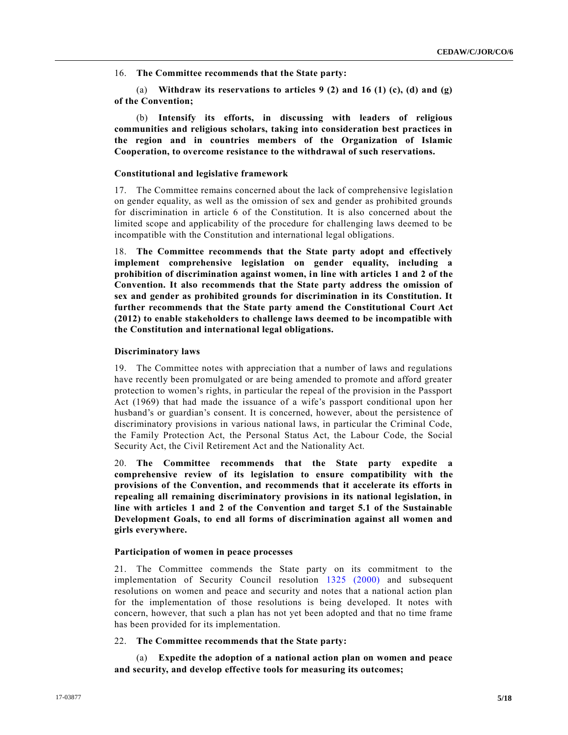16. **The Committee recommends that the State party:**

(a) **Withdraw its reservations to articles 9 (2) and 16 (1) (c), (d) and (g) of the Convention;**

(b) **Intensify its efforts, in discussing with leaders of religious communities and religious scholars, taking into consideration best practices in the region and in countries members of the Organization of Islamic Cooperation, to overcome resistance to the withdrawal of such reservations.**

### Constitutional and legislative framework

17. The Committee remains concerned about the lack of comprehensive legislation on gender equality, as well as the omission of sex and gender as prohibited grounds for discrimination in article 6 of the Constitution. It is also concerned about the limited scope and applicability of the procedure for challenging laws deemed to be incompatible with the Constitution and international legal obligations.

18. **The Committee recommends that the State party adopt and effectively implement comprehensive legislation on gender equality, including a prohibition of discrimination against women, in line with articles 1 and 2 of the Convention. It also recommends that the State party address the omission of sex and gender as prohibited grounds for discrimination in its Constitution. It further recommends that the State party amend the Constitutional Court Act (2012) to enable stakeholders to challenge laws deemed to be incompatible with the Constitution and international legal obligations.**

### Discriminatory laws

19. The Committee notes with appreciation that a number of laws and regulations have recently been promulgated or are being amended to promote and afford greater protection to women's rights, in particular the repeal of the provision in the Passport Act (1969) that had made the issuance of a wife's passport conditional upon her husband's or guardian's consent. It is concerned, however, about the persistence of discriminatory provisions in various national laws, in particular the Criminal Code, the Family Protection Act, the Personal Status Act, the Labour Code, the Social Security Act, the Civil Retirement Act and the Nationality Act.

20. **The Committee recommends that the State party expedite a comprehensive review of its legislation to ensure compatibility with the provisions of the Convention, and recommends that it accelerate its efforts in repealing all remaining discriminatory provisions in its national legislation, in line with articles 1 and 2 of the Convention and target 5.1 of the Sustainable Development Goals, to end all forms of discrimination against all women and girls everywhere.**

### Participation of women in peace processes

21. The Committee commends the State party on its commitment to the implementation of Security Council resolution 1325 (2000) and subsequent resolutions on women and peace and security and notes that a national action plan for the implementation of those resolutions is being developed. It notes with concern, however, that such a plan has not yet been adopted and that no time frame has been provided for its implementation.

22. **The Committee recommends that the State party:**

(a) **Expedite the adoption of a national action plan on women and peace and security, and develop effective tools for measuring its outcomes;**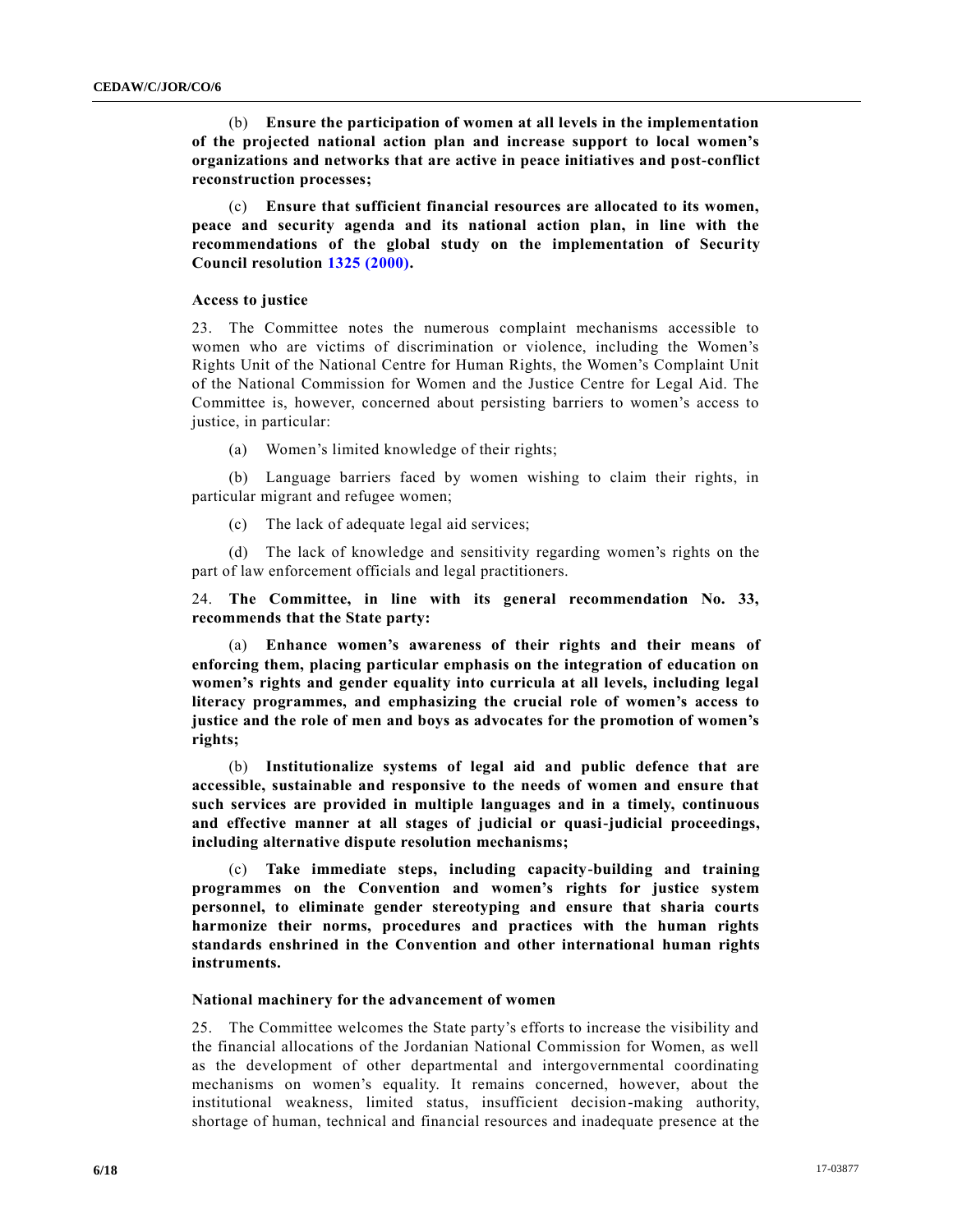(b) **Ensure the participation of women at all levels in the implementation of the projected national action plan and increase support to local women's organizations and networks that are active in peace initiatives and post-conflict reconstruction processes;**

(c) **Ensure that sufficient financial resources are allocated to its women, peace and security agenda and its national action plan, in line with the recommendations of the global study on the implementation of Security Council resolution 1325 (2000).**

### Access to justice

23. The Committee notes the numerous complaint mechanisms accessible to women who are victims of discrimination or violence, including the Women's Rights Unit of the National Centre for Human Rights, the Women's Complaint Unit of the National Commission for Women and the Justice Centre for Legal Aid. The Committee is, however, concerned about persisting barriers to women's access to justice, in particular:

(a) Women's limited knowledge of their rights;

(b) Language barriers faced by women wishing to claim their rights, in particular migrant and refugee women;

(c) The lack of adequate legal aid services;

(d) The lack of knowledge and sensitivity regarding women's rights on the part of law enforcement officials and legal practitioners.

24. **The Committee, in line with its general recommendation No. 33, recommends that the State party:**

(a) **Enhance women's awareness of their rights and their means of enforcing them, placing particular emphasis on the integration of education on women's rights and gender equality into curricula at all levels, including legal literacy programmes, and emphasizing the crucial role of women's access to justice and the role of men and boys as advocates for the promotion of women's rights;**

(b) **Institutionalize systems of legal aid and public defence that are accessible, sustainable and responsive to the needs of women and ensure that such services are provided in multiple languages and in a timely, continuous and effective manner at all stages of judicial or quasi-judicial proceedings, including alternative dispute resolution mechanisms;**

(c) **Take immediate steps, including capacity-building and training programmes on the Convention and women's rights for justice system personnel, to eliminate gender stereotyping and ensure that sharia courts harmonize their norms, procedures and practices with the human rights standards enshrined in the Convention and other international human rights instruments.**

### National machinery for the advancement of women

25. The Committee welcomes the State party's efforts to increase the visibility and the financial allocations of the Jordanian National Commission for Women, as well as the development of other departmental and intergovernmental coordinating mechanisms on women's equality. It remains concerned, however, about the institutional weakness, limited status, insufficient decision-making authority, shortage of human, technical and financial resources and inadequate presence at the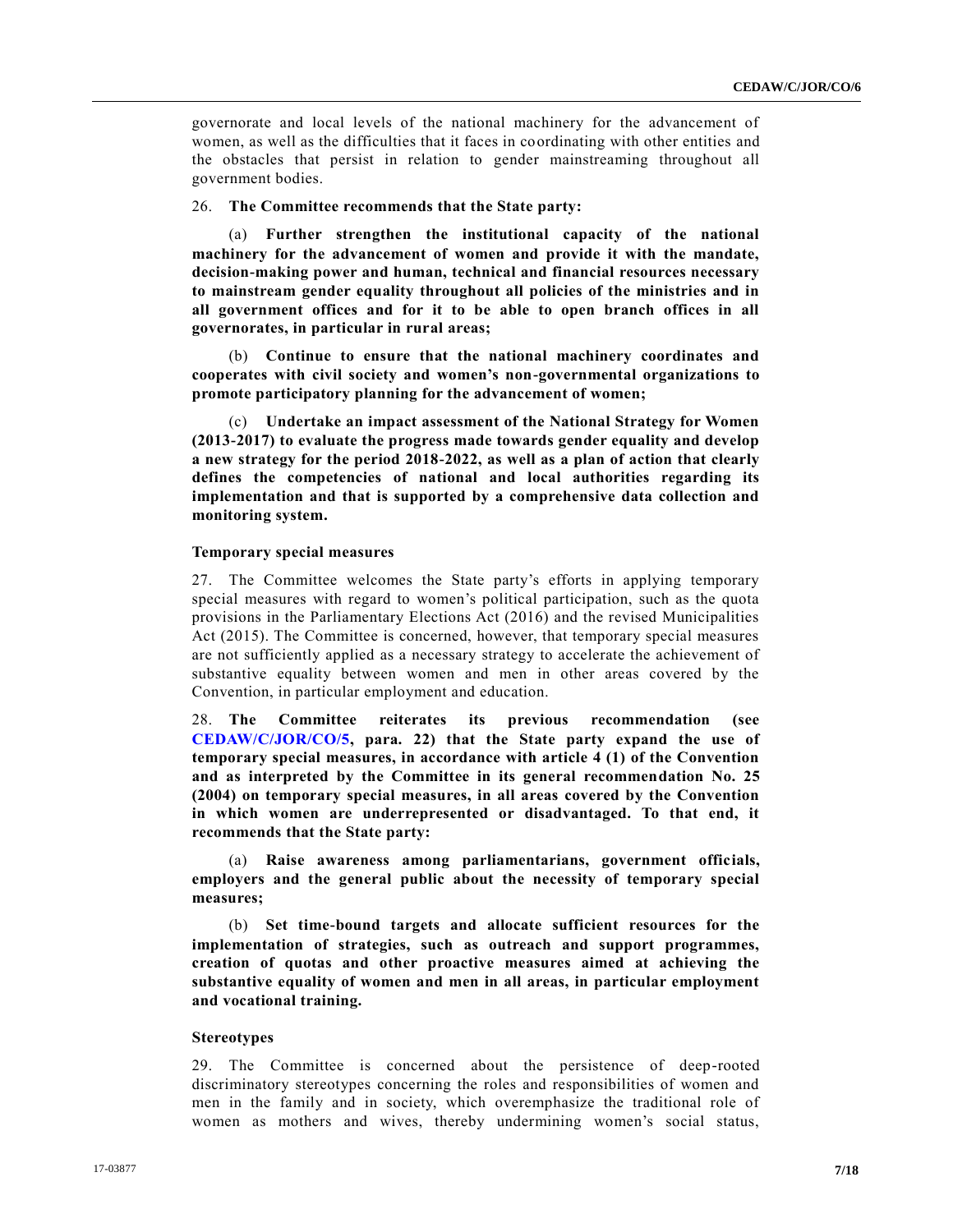governorate and local levels of the national machinery for the advancement of women, as well as the difficulties that it faces in coordinating with other entities and the obstacles that persist in relation to gender mainstreaming throughout all government bodies.

26. **The Committee recommends that the State party:**

(a) **Further strengthen the institutional capacity of the national machinery for the advancement of women and provide it with the mandate, decision-making power and human, technical and financial resources necessary to mainstream gender equality throughout all policies of the ministries and in all government offices and for it to be able to open branch offices in all governorates, in particular in rural areas;**

(b) **Continue to ensure that the national machinery coordinates and cooperates with civil society and women's non-governmental organizations to promote participatory planning for the advancement of women;**

(c) **Undertake an impact assessment of the National Strategy for Women (2013-2017) to evaluate the progress made towards gender equality and develop a new strategy for the period 2018-2022, as well as a plan of action that clearly defines the competencies of national and local authorities regarding its implementation and that is supported by a comprehensive data collection and monitoring system.**

### Temporary special measures

27. The Committee welcomes the State party's efforts in applying temporary special measures with regard to women's political participation, such as the quota provisions in the Parliamentary Elections Act (2016) and the revised Municipalities Act (2015). The Committee is concerned, however, that temporary special measures are not sufficiently applied as a necessary strategy to accelerate the achievement of substantive equality between women and men in other areas covered by the Convention, in particular employment and education.

28. **The Committee reiterates its previous recommendation (see CEDAW/C/JOR/CO/5, para. 22) that the State party expand the use of temporary special measures, in accordance with article 4 (1) of the Convention and as interpreted by the Committee in its general recommendation No. 25 (2004) on temporary special measures, in all areas covered by the Convention in which women are underrepresented or disadvantaged. To that end, it recommends that the State party:**

(a) **Raise awareness among parliamentarians, government officials, employers and the general public about the necessity of temporary special measures;**

(b) **Set time-bound targets and allocate sufficient resources for the implementation of strategies, such as outreach and support programmes, creation of quotas and other proactive measures aimed at achieving the substantive equality of women and men in all areas, in particular employment and vocational training.**

### Stereotypes

29. The Committee is concerned about the persistence of deep-rooted discriminatory stereotypes concerning the roles and responsibilities of women and men in the family and in society, which overemphasize the traditional role of women as mothers and wives, thereby undermining women's social status,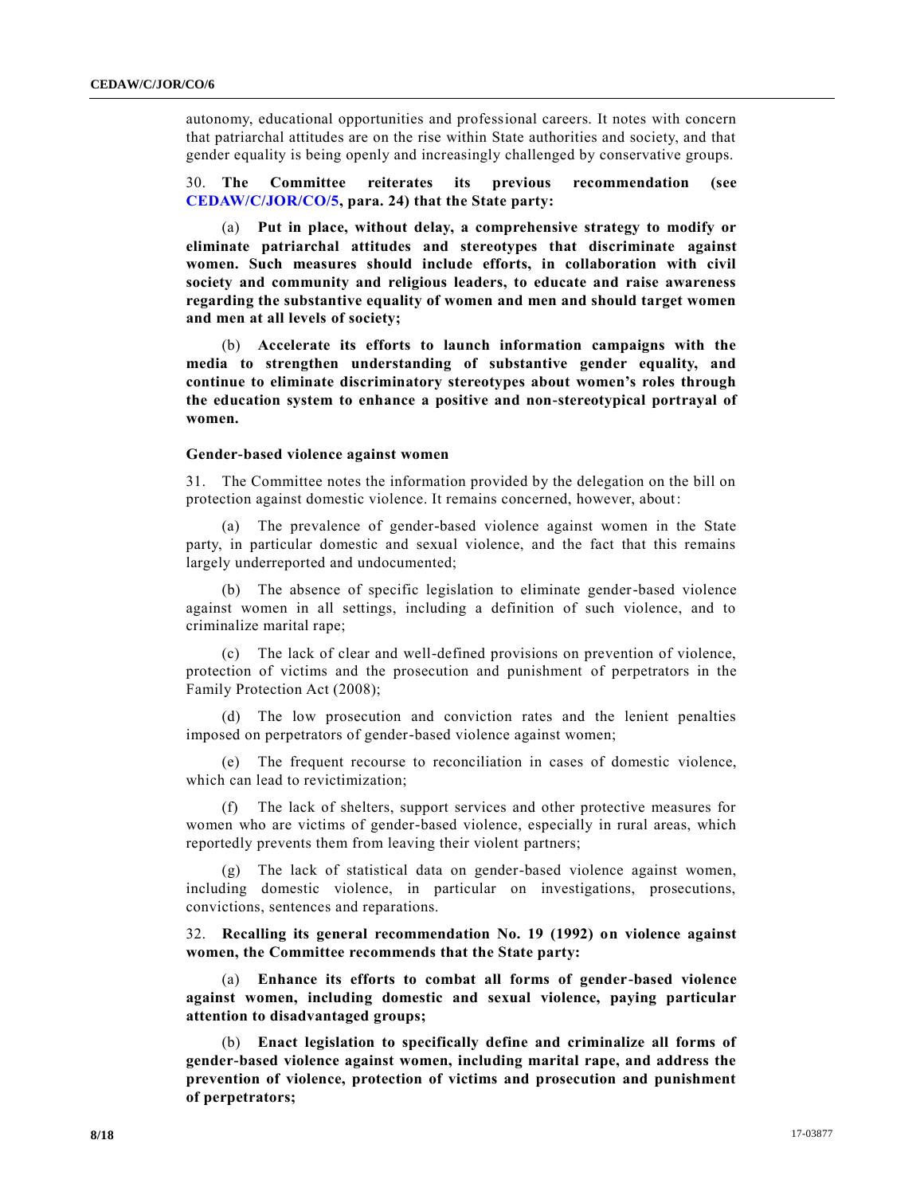autonomy, educational opportunities and professional careers. It notes with concern that patriarchal attitudes are on the rise within State authorities and society, and that gender equality is being openly and increasingly challenged by conservative groups.

30. **The Committee reiterates its previous recommendation (see CEDAW/C/JOR/CO/5, para. 24) that the State party:**

(a) **Put in place, without delay, a comprehensive strategy to modify or eliminate patriarchal attitudes and stereotypes that discriminate against women. Such measures should include efforts, in collaboration with civil society and community and religious leaders, to educate and raise awareness regarding the substantive equality of women and men and should target women and men at all levels of society;**

(b) **Accelerate its efforts to launch information campaigns with the media to strengthen understanding of substantive gender equality, and continue to eliminate discriminatory stereotypes about women's roles through the education system to enhance a positive and non-stereotypical portrayal of women.**

### Gender-based violence against women

31. The Committee notes the information provided by the delegation on the bill on protection against domestic violence. It remains concerned, however, about:

(a) The prevalence of gender-based violence against women in the State party, in particular domestic and sexual violence, and the fact that this remains largely underreported and undocumented;

(b) The absence of specific legislation to eliminate gender-based violence against women in all settings, including a definition of such violence, and to criminalize marital rape;

(c) The lack of clear and well-defined provisions on prevention of violence, protection of victims and the prosecution and punishment of perpetrators in the Family Protection Act (2008);

(d) The low prosecution and conviction rates and the lenient penalties imposed on perpetrators of gender-based violence against women;

(e) The frequent recourse to reconciliation in cases of domestic violence, which can lead to revictimization;

(f) The lack of shelters, support services and other protective measures for women who are victims of gender-based violence, especially in rural areas, which reportedly prevents them from leaving their violent partners;

(g) The lack of statistical data on gender-based violence against women, including domestic violence, in particular on investigations, prosecutions, convictions, sentences and reparations.

32. **Recalling its general recommendation No. 19 (1992) on violence against women, the Committee recommends that the State party:**

(a) **Enhance its efforts to combat all forms of gender-based violence against women, including domestic and sexual violence, paying particular attention to disadvantaged groups;**

(b) **Enact legislation to specifically define and criminalize all forms of gender-based violence against women, including marital rape, and address the prevention of violence, protection of victims and prosecution and punishment of perpetrators;**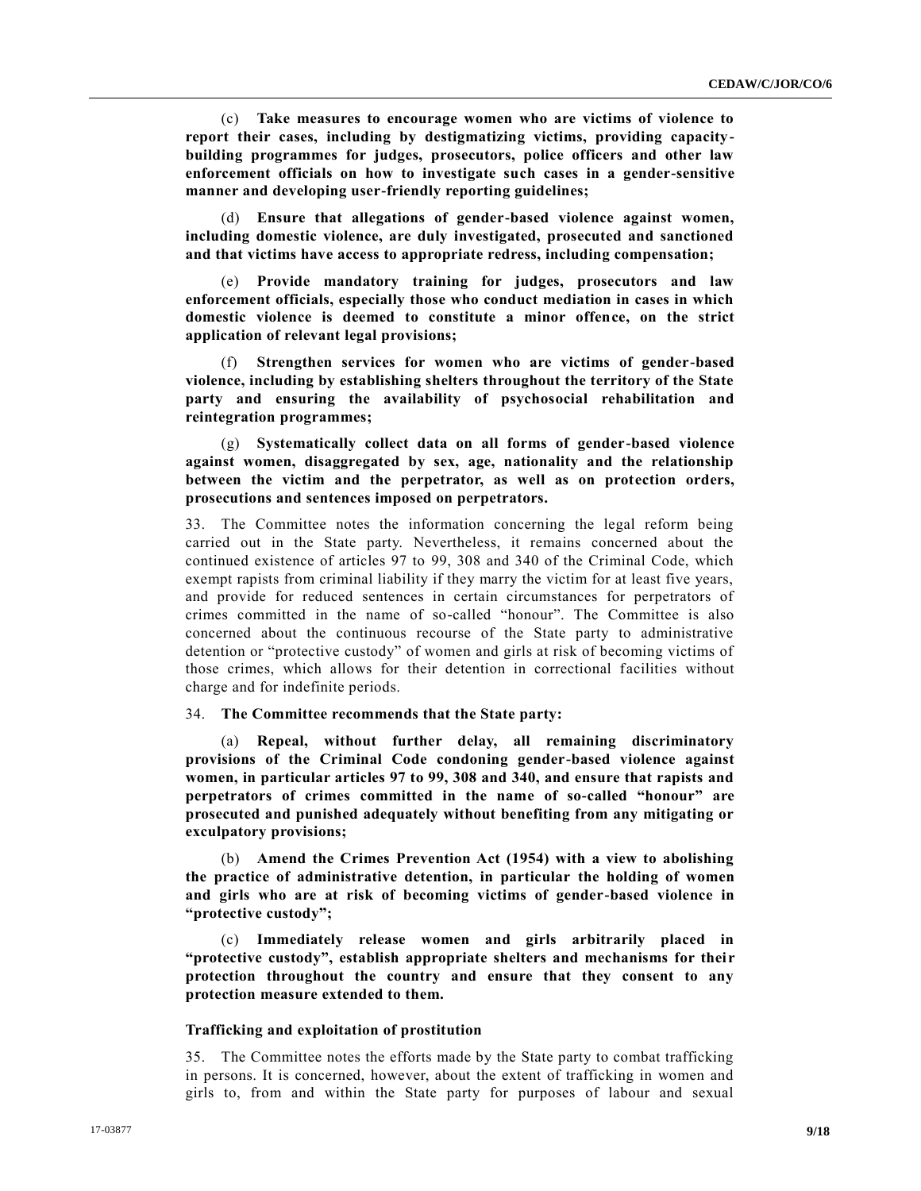(c) **Take measures to encourage women who are victims of violence to report their cases, including by destigmatizing victims, providing capacity-building programmes for judges, prosecutors, police officers and other law enforcement officials on how to investigate such cases in a gender-sensitive manner and developing user-friendly reporting guidelines;**

(d) **Ensure that allegations of gender-based violence against women, including domestic violence, are duly investigated, prosecuted and sanctioned and that victims have access to appropriate redress, including compensation;**

(e) **Provide mandatory training for judges, prosecutors and law enforcement officials, especially those who conduct mediation in cases in which domestic violence is deemed to constitute a minor offence, on the strict application of relevant legal provisions;**

(f) **Strengthen services for women who are victims of gender-based violence, including by establishing shelters throughout the territory of the State party and ensuring the availability of psychosocial rehabilitation and reintegration programmes;**

(g) **Systematically collect data on all forms of gender-based violence against women, disaggregated by sex, age, nationality and the relationship between the victim and the perpetrator, as well as on protection orders, prosecutions and sentences imposed on perpetrators.**

33. The Committee notes the information concerning the legal reform being carried out in the State party. Nevertheless, it remains concerned about the continued existence of articles 97 to 99, 308 and 340 of the Criminal Code, which exempt rapists from criminal liability if they marry the victim for at least five years, and provide for reduced sentences in certain circumstances for perpetrators of crimes committed in the name of so-called "honour". The Committee is also concerned about the continuous recourse of the State party to administrative detention or "protective custody" of women and girls at risk of becoming victims of those crimes, which allows for their detention in correctional facilities without charge and for indefinite periods.

34. **The Committee recommends that the State party:**

(a) **Repeal, without further delay, all remaining discriminatory provisions of the Criminal Code condoning gender-based violence against women, in particular articles 97 to 99, 308 and 340, and ensure that rapists and perpetrators of crimes committed in the name of so-called "honour" are prosecuted and punished adequately without benefiting from any mitigating or exculpatory provisions;**

(b) **Amend the Crimes Prevention Act (1954) with a view to abolishing the practice of administrative detention, in particular the holding of women and girls who are at risk of becoming victims of gender-based violence in "protective custody";**

(c) **Immediately release women and girls arbitrarily placed in "protective custody", establish appropriate shelters and mechanisms for their protection throughout the country and ensure that they consent to any protection measure extended to them.**

### Trafficking and exploitation of prostitution

35. The Committee notes the efforts made by the State party to combat trafficking in persons. It is concerned, however, about the extent of trafficking in women and girls to, from and within the State party for purposes of labour and sexual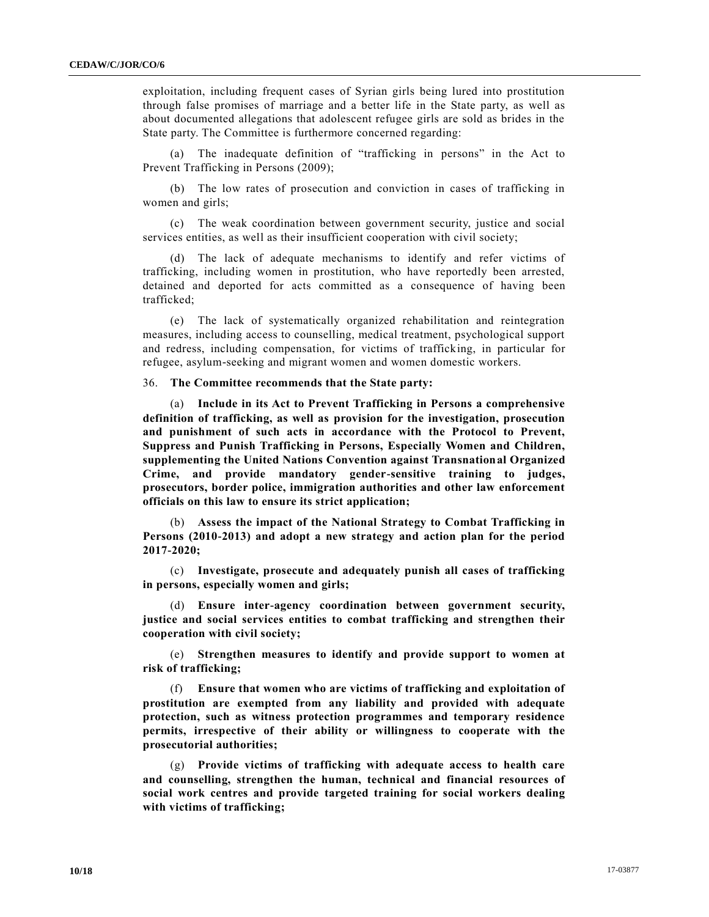exploitation, including frequent cases of Syrian girls being lured into prostitution through false promises of marriage and a better life in the State party, as well as about documented allegations that adolescent refugee girls are sold as brides in the State party. The Committee is furthermore concerned regarding:

(a) The inadequate definition of "trafficking in persons" in the Act to Prevent Trafficking in Persons (2009);

(b) The low rates of prosecution and conviction in cases of trafficking in women and girls;

(c) The weak coordination between government security, justice and social services entities, as well as their insufficient cooperation with civil society;

(d) The lack of adequate mechanisms to identify and refer victims of trafficking, including women in prostitution, who have reportedly been arrested, detained and deported for acts committed as a consequence of having been trafficked;

(e) The lack of systematically organized rehabilitation and reintegration measures, including access to counselling, medical treatment, psychological support and redress, including compensation, for victims of trafficking, in particular for refugee, asylum-seeking and migrant women and women domestic workers.

36. **The Committee recommends that the State party:**

(a) **Include in its Act to Prevent Trafficking in Persons a comprehensive definition of trafficking, as well as provision for the investigation, prosecution and punishment of such acts in accordance with the Protocol to Prevent, Suppress and Punish Trafficking in Persons, Especially Women and Children, supplementing the United Nations Convention against Transnational Organized Crime, and provide mandatory gender-sensitive training to judges, prosecutors, border police, immigration authorities and other law enforcement officials on this law to ensure its strict application;**

(b) **Assess the impact of the National Strategy to Combat Trafficking in Persons (2010-2013) and adopt a new strategy and action plan for the period 2017-2020;**

(c) **Investigate, prosecute and adequately punish all cases of trafficking in persons, especially women and girls;**

(d) **Ensure inter-agency coordination between government security, justice and social services entities to combat trafficking and strengthen their cooperation with civil society;**

(e) **Strengthen measures to identify and provide support to women at risk of trafficking;**

(f) **Ensure that women who are victims of trafficking and exploitation of prostitution are exempted from any liability and provided with adequate protection, such as witness protection programmes and temporary residence permits, irrespective of their ability or willingness to cooperate with the prosecutorial authorities;**

(g) **Provide victims of trafficking with adequate access to health care and counselling, strengthen the human, technical and financial resources of social work centres and provide targeted training for social workers dealing with victims of trafficking;**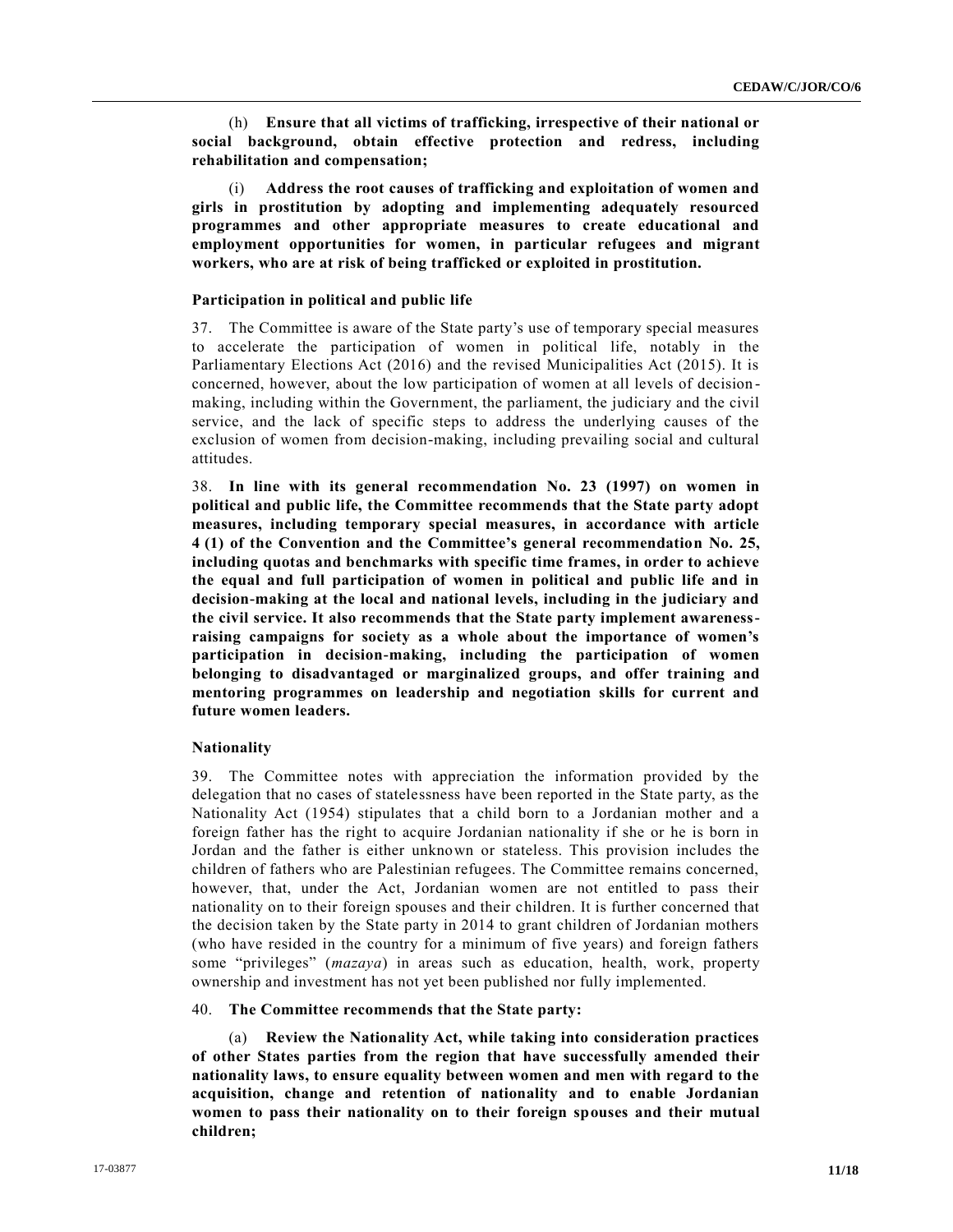(h) **Ensure that all victims of trafficking, irrespective of their national or social background, obtain effective protection and redress, including rehabilitation and compensation;**

(i) **Address the root causes of trafficking and exploitation of women and girls in prostitution by adopting and implementing adequately resourced programmes and other appropriate measures to create educational and employment opportunities for women, in particular refugees and migrant workers, who are at risk of being trafficked or exploited in prostitution.**

### Participation in political and public life

37. The Committee is aware of the State party's use of temporary special measures to accelerate the participation of women in political life, notably in the Parliamentary Elections Act (2016) and the revised Municipalities Act (2015). It is concerned, however, about the low participation of women at all levels of decision-making, including within the Government, the parliament, the judiciary and the civil service, and the lack of specific steps to address the underlying causes of the exclusion of women from decision-making, including prevailing social and cultural attitudes.

38. **In line with its general recommendation No. 23 (1997) on women in political and public life, the Committee recommends that the State party adopt measures, including temporary special measures, in accordance with article 4 (1) of the Convention and the Committee's general recommendation No. 25, including quotas and benchmarks with specific time frames, in order to achieve the equal and full participation of women in political and public life and in decision-making at the local and national levels, including in the judiciary and the civil service. It also recommends that the State party implement awareness-raising campaigns for society as a whole about the importance of women's participation in decision-making, including the participation of women belonging to disadvantaged or marginalized groups, and offer training and mentoring programmes on leadership and negotiation skills for current and future women leaders.**

### Nationality

39. The Committee notes with appreciation the information provided by the delegation that no cases of statelessness have been reported in the State party, as the Nationality Act (1954) stipulates that a child born to a Jordanian mother and a foreign father has the right to acquire Jordanian nationality if she or he is born in Jordan and the father is either unknown or stateless. This provision includes the children of fathers who are Palestinian refugees. The Committee remains concerned, however, that, under the Act, Jordanian women are not entitled to pass their nationality on to their foreign spouses and their children. It is further concerned that the decision taken by the State party in 2014 to grant children of Jordanian mothers (who have resided in the country for a minimum of five years) and foreign fathers some "privileges" (*mazaya*) in areas such as education, health, work, property ownership and investment has not yet been published nor fully implemented.

40. **The Committee recommends that the State party:**

(a) **Review the Nationality Act, while taking into consideration practices of other States parties from the region that have successfully amended their nationality laws, to ensure equality between women and men with regard to the acquisition, change and retention of nationality and to enable Jordanian women to pass their nationality on to their foreign spouses and their mutual children;**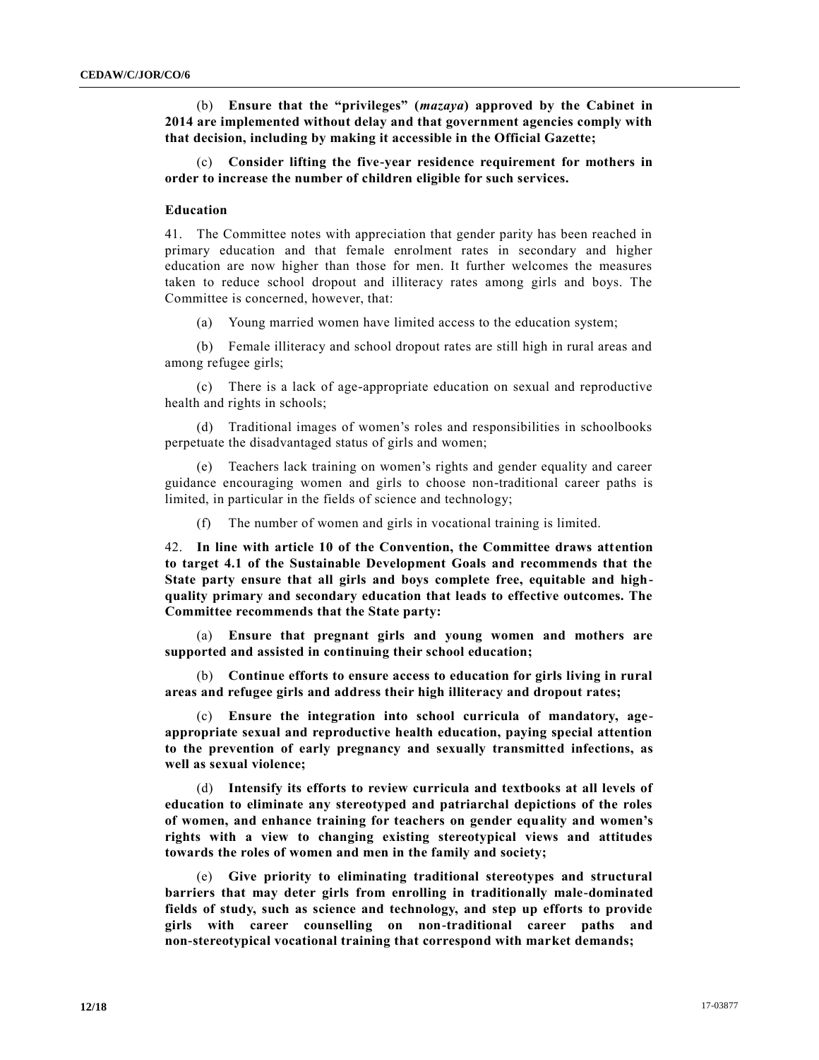(b) **Ensure that the "privileges" (*mazaya*) approved by the Cabinet in 2014 are implemented without delay and that government agencies comply with that decision, including by making it accessible in the Official Gazette;**

(c) **Consider lifting the five-year residence requirement for mothers in order to increase the number of children eligible for such services.**

### Education

41. The Committee notes with appreciation that gender parity has been reached in primary education and that female enrolment rates in secondary and higher education are now higher than those for men. It further welcomes the measures taken to reduce school dropout and illiteracy rates among girls and boys. The Committee is concerned, however, that:

(a) Young married women have limited access to the education system;

(b) Female illiteracy and school dropout rates are still high in rural areas and among refugee girls;

(c) There is a lack of age-appropriate education on sexual and reproductive health and rights in schools;

(d) Traditional images of women's roles and responsibilities in schoolbooks perpetuate the disadvantaged status of girls and women;

(e) Teachers lack training on women's rights and gender equality and career guidance encouraging women and girls to choose non-traditional career paths is limited, in particular in the fields of science and technology;

(f) The number of women and girls in vocational training is limited.

42. **In line with article 10 of the Convention, the Committee draws attention to target 4.1 of the Sustainable Development Goals and recommends that the State party ensure that all girls and boys complete free, equitable and high-quality primary and secondary education that leads to effective outcomes. The Committee recommends that the State party:**

(a) **Ensure that pregnant girls and young women and mothers are supported and assisted in continuing their school education;**

(b) **Continue efforts to ensure access to education for girls living in rural areas and refugee girls and address their high illiteracy and dropout rates;**

(c) **Ensure the integration into school curricula of mandatory, age-appropriate sexual and reproductive health education, paying special attention to the prevention of early pregnancy and sexually transmitted infections, as well as sexual violence;**

(d) **Intensify its efforts to review curricula and textbooks at all levels of education to eliminate any stereotyped and patriarchal depictions of the roles of women, and enhance training for teachers on gender equality and women's rights with a view to changing existing stereotypical views and attitudes towards the roles of women and men in the family and society;**

(e) **Give priority to eliminating traditional stereotypes and structural barriers that may deter girls from enrolling in traditionally male-dominated fields of study, such as science and technology, and step up efforts to provide girls with career counselling on non-traditional career paths and non-stereotypical vocational training that correspond with market demands;**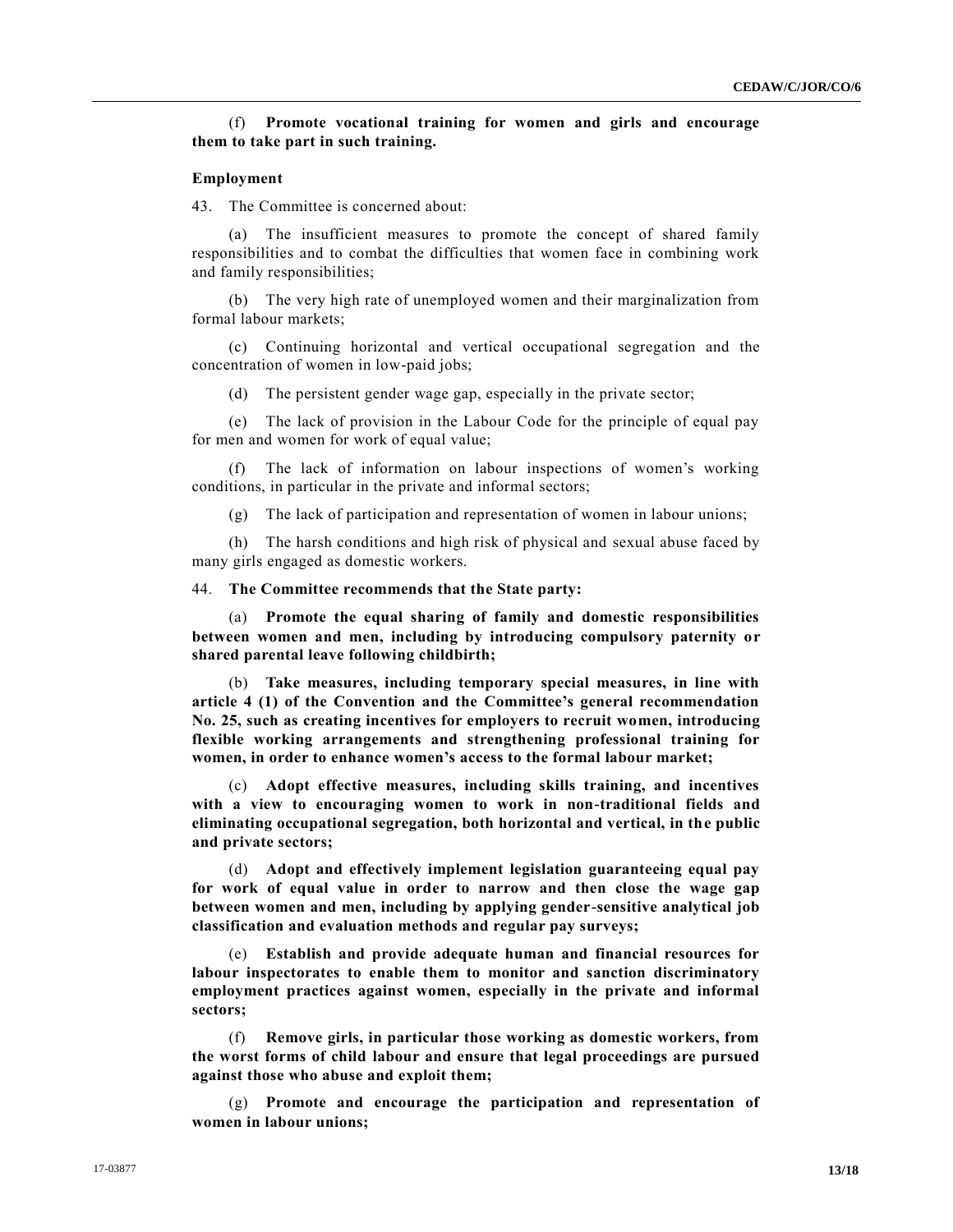(f) **Promote vocational training for women and girls and encourage them to take part in such training.**

**Employment**

43. The Committee is concerned about:

(a) The insufficient measures to promote the concept of shared family responsibilities and to combat the difficulties that women face in combining work and family responsibilities;

(b) The very high rate of unemployed women and their marginalization from formal labour markets;

(c) Continuing horizontal and vertical occupational segregation and the concentration of women in low-paid jobs;

(d) The persistent gender wage gap, especially in the private sector;

(e) The lack of provision in the Labour Code for the principle of equal pay for men and women for work of equal value;

(f) The lack of information on labour inspections of women's working conditions, in particular in the private and informal sectors;

(g) The lack of participation and representation of women in labour unions;

(h) The harsh conditions and high risk of physical and sexual abuse faced by many girls engaged as domestic workers.

44. **The Committee recommends that the State party:**

(a) **Promote the equal sharing of family and domestic responsibilities between women and men, including by introducing compulsory paternity or shared parental leave following childbirth;**

(b) **Take measures, including temporary special measures, in line with article 4 (1) of the Convention and the Committee's general recommendation No. 25, such as creating incentives for employers to recruit women, introducing flexible working arrangements and strengthening professional training for women, in order to enhance women's access to the formal labour market;**

(c) **Adopt effective measures, including skills training, and incentives with a view to encouraging women to work in non-traditional fields and eliminating occupational segregation, both horizontal and vertical, in the public and private sectors;**

(d) **Adopt and effectively implement legislation guaranteeing equal pay for work of equal value in order to narrow and then close the wage gap between women and men, including by applying gender-sensitive analytical job classification and evaluation methods and regular pay surveys;**

(e) **Establish and provide adequate human and financial resources for labour inspectorates to enable them to monitor and sanction discriminatory employment practices against women, especially in the private and informal sectors;**

(f) **Remove girls, in particular those working as domestic workers, from the worst forms of child labour and ensure that legal proceedings are pursued against those who abuse and exploit them;**

(g) **Promote and encourage the participation and representation of women in labour unions;**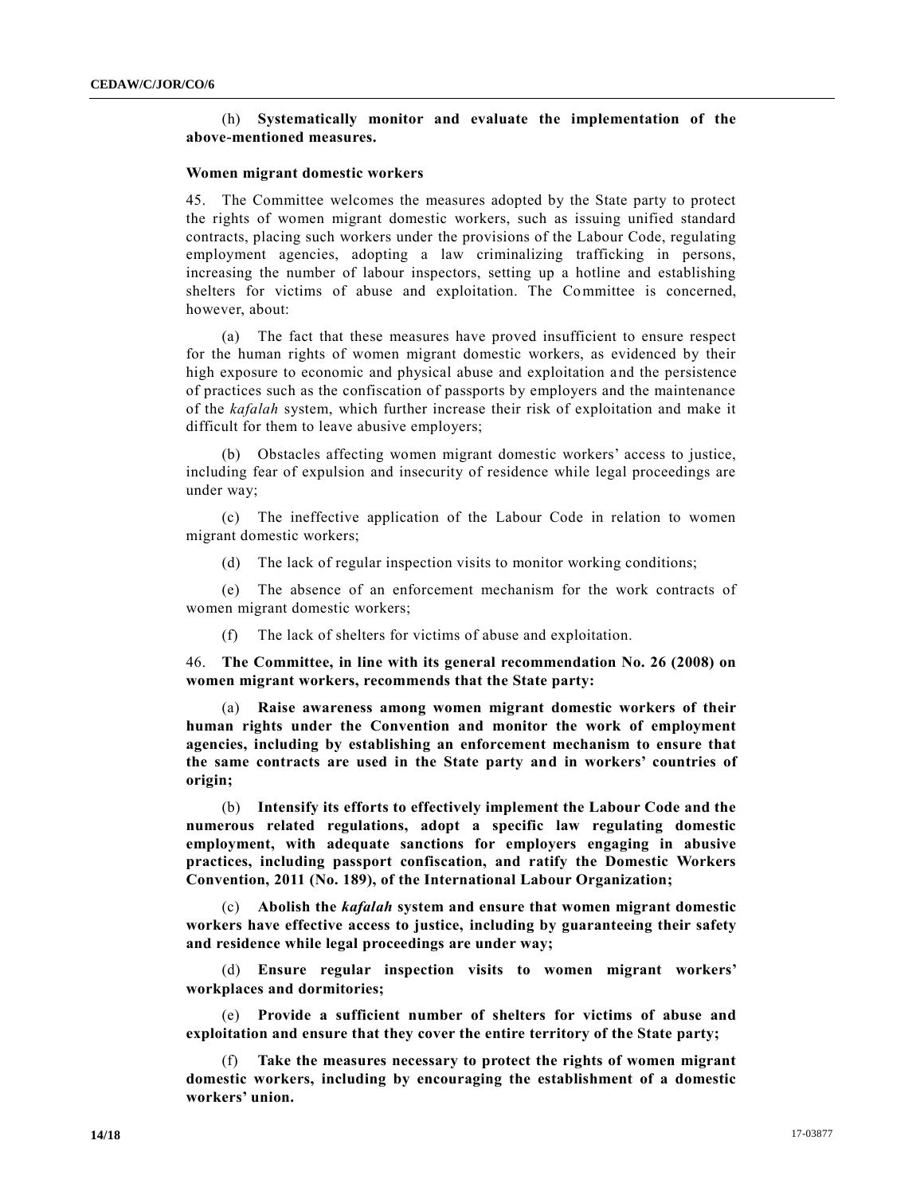(h) **Systematically monitor and evaluate the implementation of the above-mentioned measures.**

### Women migrant domestic workers

45. The Committee welcomes the measures adopted by the State party to protect the rights of women migrant domestic workers, such as issuing unified standard contracts, placing such workers under the provisions of the Labour Code, regulating employment agencies, adopting a law criminalizing trafficking in persons, increasing the number of labour inspectors, setting up a hotline and establishing shelters for victims of abuse and exploitation. The Committee is concerned, however, about:

(a) The fact that these measures have proved insufficient to ensure respect for the human rights of women migrant domestic workers, as evidenced by their high exposure to economic and physical abuse and exploitation and the persistence of practices such as the confiscation of passports by employers and the maintenance of the *kafalah* system, which further increase their risk of exploitation and make it difficult for them to leave abusive employers;

(b) Obstacles affecting women migrant domestic workers' access to justice, including fear of expulsion and insecurity of residence while legal proceedings are under way;

(c) The ineffective application of the Labour Code in relation to women migrant domestic workers;

(d) The lack of regular inspection visits to monitor working conditions;

(e) The absence of an enforcement mechanism for the work contracts of women migrant domestic workers;

(f) The lack of shelters for victims of abuse and exploitation.

46. **The Committee, in line with its general recommendation No. 26 (2008) on women migrant workers, recommends that the State party:**

(a) **Raise awareness among women migrant domestic workers of their human rights under the Convention and monitor the work of employment agencies, including by establishing an enforcement mechanism to ensure that the same contracts are used in the State party and in workers' countries of origin;**

(b) **Intensify its efforts to effectively implement the Labour Code and the numerous related regulations, adopt a specific law regulating domestic employment, with adequate sanctions for employers engaging in abusive practices, including passport confiscation, and ratify the Domestic Workers Convention, 2011 (No. 189), of the International Labour Organization;**

(c) **Abolish the *kafalah* system and ensure that women migrant domestic workers have effective access to justice, including by guaranteeing their safety and residence while legal proceedings are under way;**

(d) **Ensure regular inspection visits to women migrant workers' workplaces and dormitories;**

(e) **Provide a sufficient number of shelters for victims of abuse and exploitation and ensure that they cover the entire territory of the State party;**

(f) **Take the measures necessary to protect the rights of women migrant domestic workers, including by encouraging the establishment of a domestic workers' union.**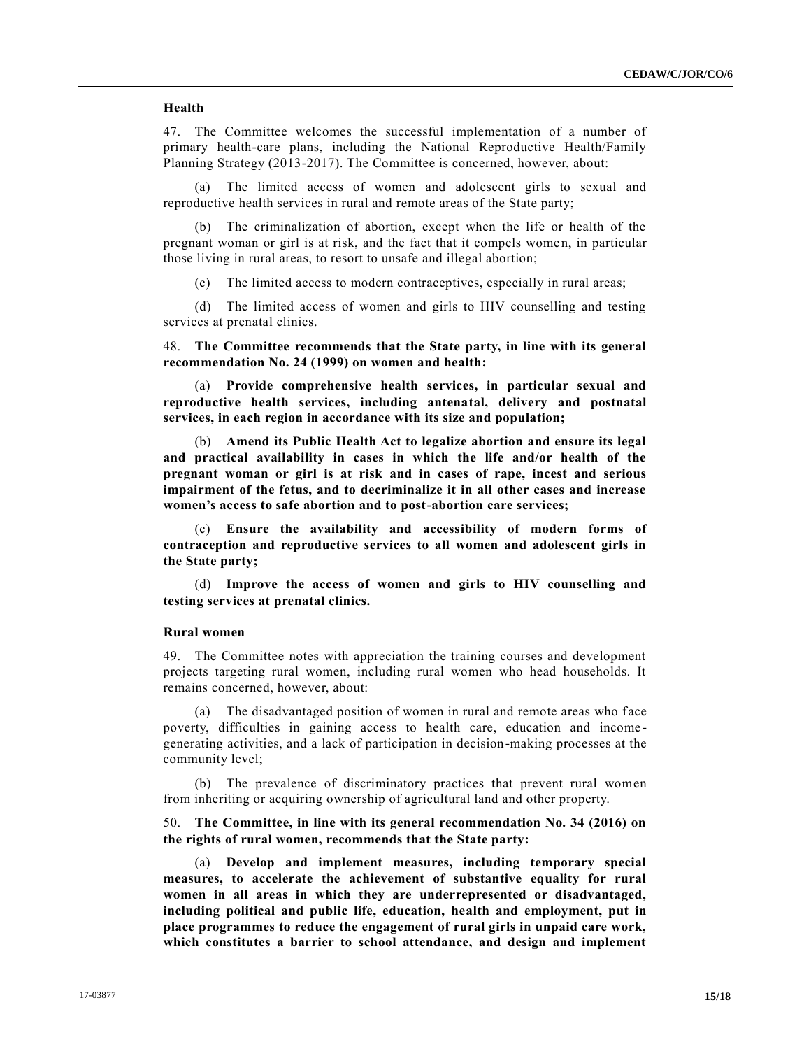### Health

47. The Committee welcomes the successful implementation of a number of primary health-care plans, including the National Reproductive Health/Family Planning Strategy (2013-2017). The Committee is concerned, however, about:

(a) The limited access of women and adolescent girls to sexual and reproductive health services in rural and remote areas of the State party;

(b) The criminalization of abortion, except when the life or health of the pregnant woman or girl is at risk, and the fact that it compels women, in particular those living in rural areas, to resort to unsafe and illegal abortion;

(c) The limited access to modern contraceptives, especially in rural areas;

(d) The limited access of women and girls to HIV counselling and testing services at prenatal clinics.

48. **The Committee recommends that the State party, in line with its general recommendation No. 24 (1999) on women and health:**

(a) **Provide comprehensive health services, in particular sexual and reproductive health services, including antenatal, delivery and postnatal services, in each region in accordance with its size and population;**

(b) **Amend its Public Health Act to legalize abortion and ensure its legal and practical availability in cases in which the life and/or health of the pregnant woman or girl is at risk and in cases of rape, incest and serious impairment of the fetus, and to decriminalize it in all other cases and increase women's access to safe abortion and to post-abortion care services;**

(c) **Ensure the availability and accessibility of modern forms of contraception and reproductive services to all women and adolescent girls in the State party;**

(d) **Improve the access of women and girls to HIV counselling and testing services at prenatal clinics.**

### Rural women

49. The Committee notes with appreciation the training courses and development projects targeting rural women, including rural women who head households. It remains concerned, however, about:

(a) The disadvantaged position of women in rural and remote areas who face poverty, difficulties in gaining access to health care, education and income-generating activities, and a lack of participation in decision-making processes at the community level;

(b) The prevalence of discriminatory practices that prevent rural women from inheriting or acquiring ownership of agricultural land and other property.

50. **The Committee, in line with its general recommendation No. 34 (2016) on the rights of rural women, recommends that the State party:**

(a) **Develop and implement measures, including temporary special measures, to accelerate the achievement of substantive equality for rural women in all areas in which they are underrepresented or disadvantaged, including political and public life, education, health and employment, put in place programmes to reduce the engagement of rural girls in unpaid care work, which constitutes a barrier to school attendance, and design and implement**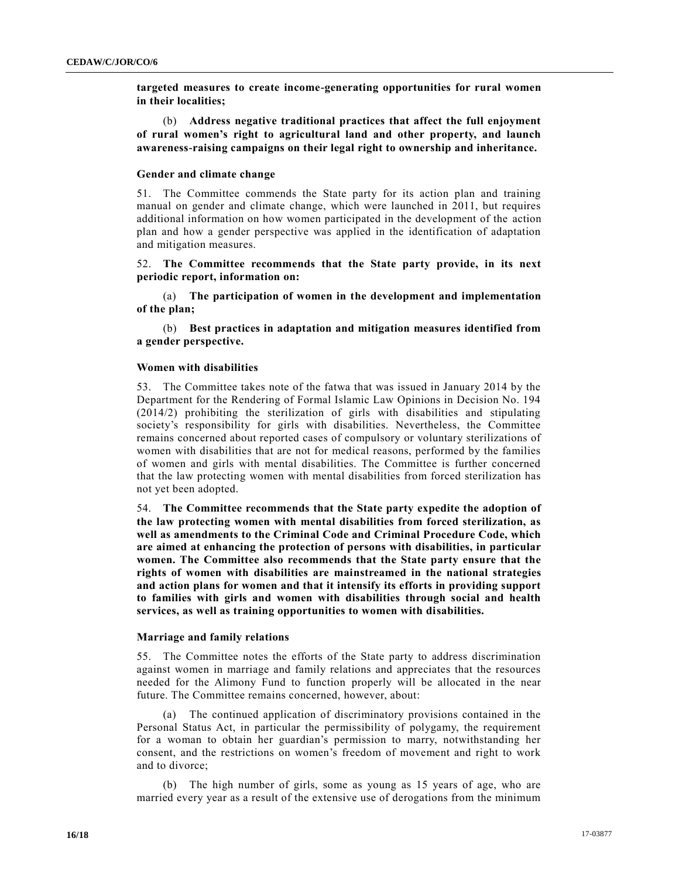**targeted measures to create income-generating opportunities for rural women in their localities;**

(b) **Address negative traditional practices that affect the full enjoyment of rural women's right to agricultural land and other property, and launch awareness-raising campaigns on their legal right to ownership and inheritance.**

### Gender and climate change

51. The Committee commends the State party for its action plan and training manual on gender and climate change, which were launched in 2011, but requires additional information on how women participated in the development of the action plan and how a gender perspective was applied in the identification of adaptation and mitigation measures.

52. **The Committee recommends that the State party provide, in its next periodic report, information on:**

(a) **The participation of women in the development and implementation of the plan;**

(b) **Best practices in adaptation and mitigation measures identified from a gender perspective.**

### Women with disabilities

53. The Committee takes note of the fatwa that was issued in January 2014 by the Department for the Rendering of Formal Islamic Law Opinions in Decision No. 194 (2014/2) prohibiting the sterilization of girls with disabilities and stipulating society's responsibility for girls with disabilities. Nevertheless, the Committee remains concerned about reported cases of compulsory or voluntary sterilizations of women with disabilities that are not for medical reasons, performed by the families of women and girls with mental disabilities. The Committee is further concerned that the law protecting women with mental disabilities from forced sterilization has not yet been adopted.

54. **The Committee recommends that the State party expedite the adoption of the law protecting women with mental disabilities from forced sterilization, as well as amendments to the Criminal Code and Criminal Procedure Code, which are aimed at enhancing the protection of persons with disabilities, in particular women. The Committee also recommends that the State party ensure that the rights of women with disabilities are mainstreamed in the national strategies and action plans for women and that it intensify its efforts in providing support to families with girls and women with disabilities through social and health services, as well as training opportunities to women with disabilities.**

### Marriage and family relations

55. The Committee notes the efforts of the State party to address discrimination against women in marriage and family relations and appreciates that the resources needed for the Alimony Fund to function properly will be allocated in the near future. The Committee remains concerned, however, about:

(a) The continued application of discriminatory provisions contained in the Personal Status Act, in particular the permissibility of polygamy, the requirement for a woman to obtain her guardian's permission to marry, notwithstanding her consent, and the restrictions on women's freedom of movement and right to work and to divorce;

(b) The high number of girls, some as young as 15 years of age, who are married every year as a result of the extensive use of derogations from the minimum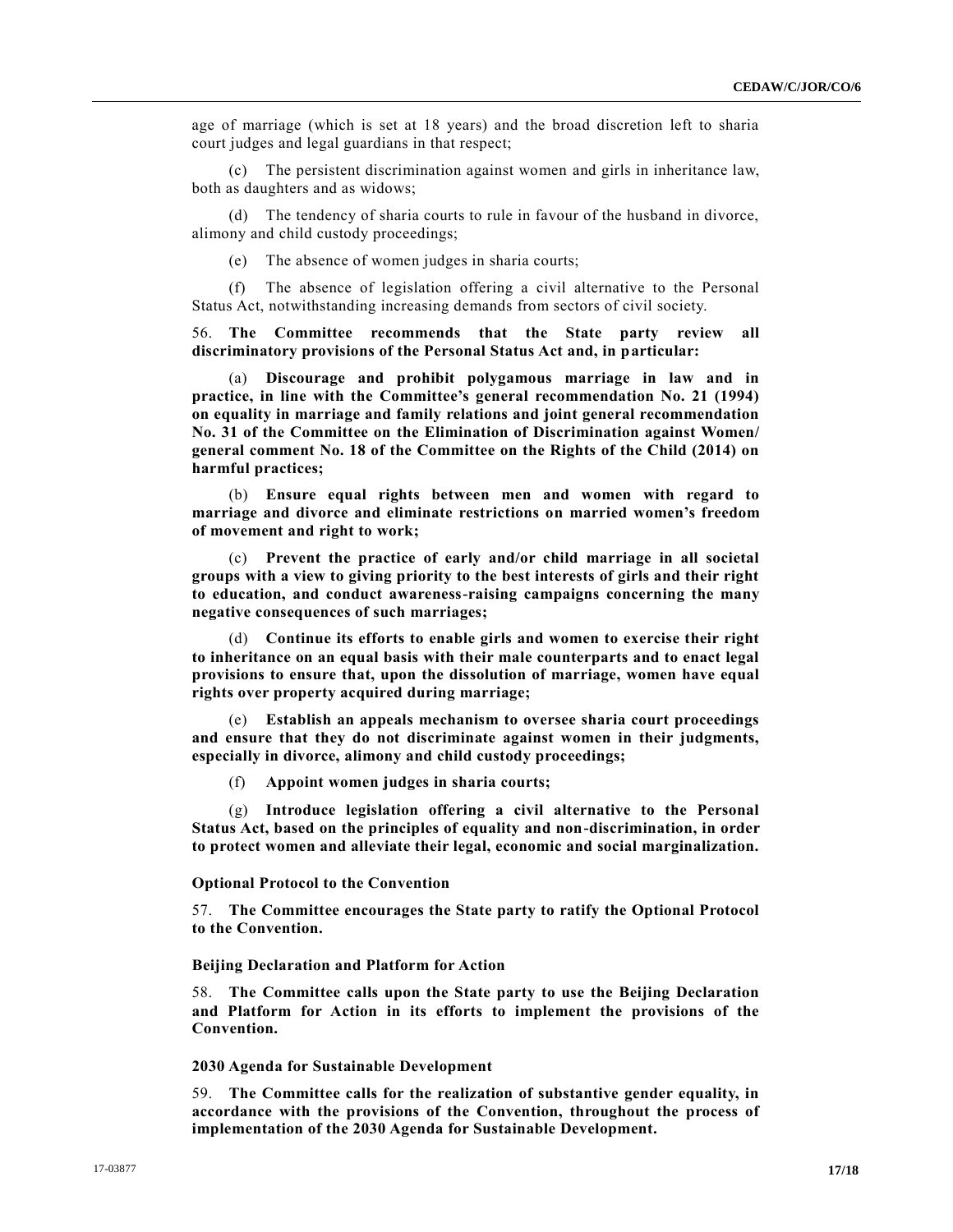age of marriage (which is set at 18 years) and the broad discretion left to sharia court judges and legal guardians in that respect;

(c) The persistent discrimination against women and girls in inheritance law, both as daughters and as widows;

(d) The tendency of sharia courts to rule in favour of the husband in divorce, alimony and child custody proceedings;

(e) The absence of women judges in sharia courts;

(f) The absence of legislation offering a civil alternative to the Personal Status Act, notwithstanding increasing demands from sectors of civil society.

56. **The Committee recommends that the State party review all discriminatory provisions of the Personal Status Act and, in particular:**

(a) **Discourage and prohibit polygamous marriage in law and in practice, in line with the Committee's general recommendation No. 21 (1994) on equality in marriage and family relations and joint general recommendation No. 31 of the Committee on the Elimination of Discrimination against Women/ general comment No. 18 of the Committee on the Rights of the Child (2014) on harmful practices;**

(b) **Ensure equal rights between men and women with regard to marriage and divorce and eliminate restrictions on married women's freedom of movement and right to work;**

(c) **Prevent the practice of early and/or child marriage in all societal groups with a view to giving priority to the best interests of girls and their right to education, and conduct awareness-raising campaigns concerning the many negative consequences of such marriages;**

(d) **Continue its efforts to enable girls and women to exercise their right to inheritance on an equal basis with their male counterparts and to enact legal provisions to ensure that, upon the dissolution of marriage, women have equal rights over property acquired during marriage;**

(e) **Establish an appeals mechanism to oversee sharia court proceedings and ensure that they do not discriminate against women in their judgments, especially in divorce, alimony and child custody proceedings;**

(f) **Appoint women judges in sharia courts;**

(g) **Introduce legislation offering a civil alternative to the Personal Status Act, based on the principles of equality and non-discrimination, in order to protect women and alleviate their legal, economic and social marginalization.**

### Optional Protocol to the Convention

57. **The Committee encourages the State party to ratify the Optional Protocol to the Convention.**

### Beijing Declaration and Platform for Action

58. **The Committee calls upon the State party to use the Beijing Declaration and Platform for Action in its efforts to implement the provisions of the Convention.**

### 2030 Agenda for Sustainable Development

59. **The Committee calls for the realization of substantive gender equality, in accordance with the provisions of the Convention, throughout the process of implementation of the 2030 Agenda for Sustainable Development.**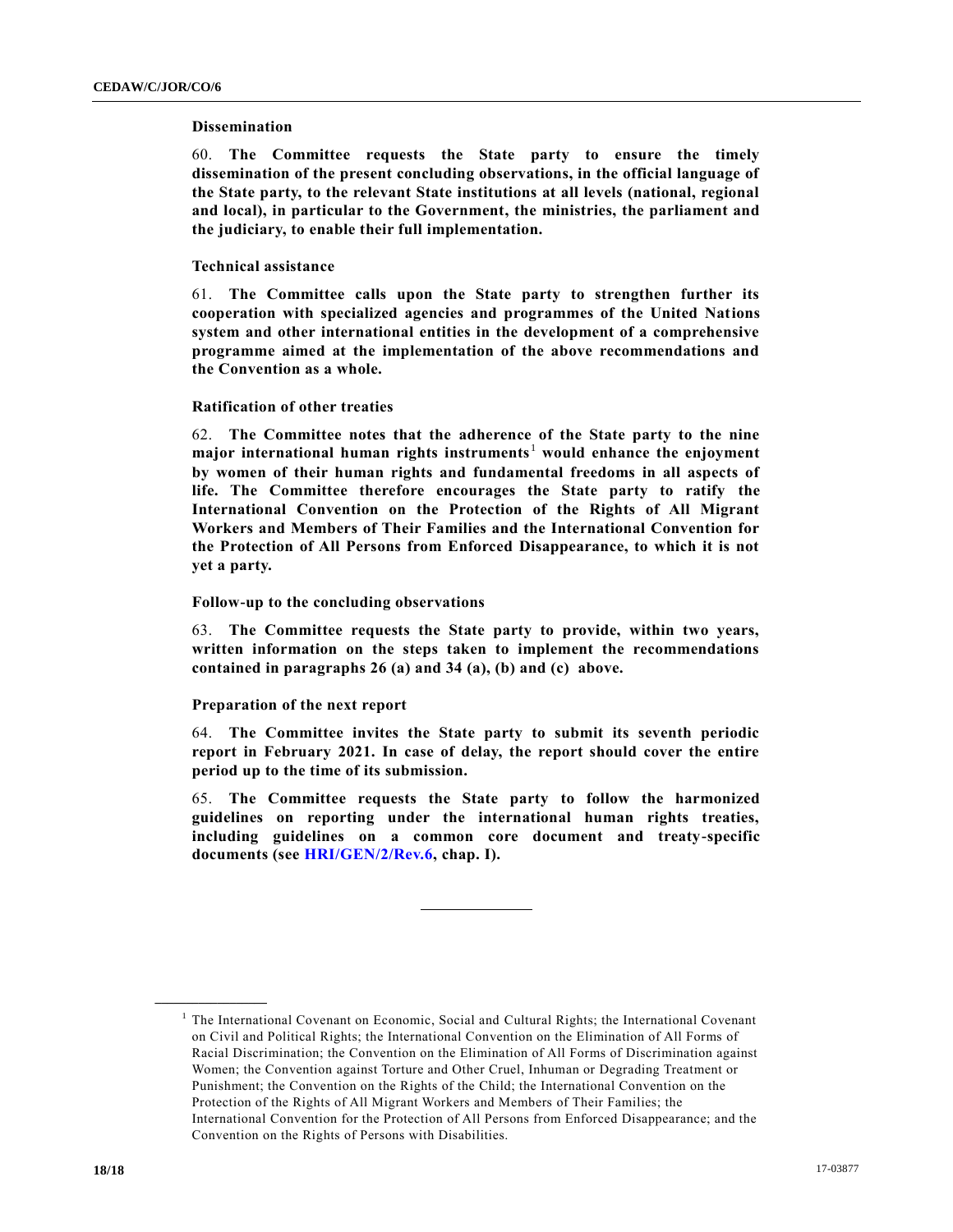### Dissemination

60. **The Committee requests the State party to ensure the timely dissemination of the present concluding observations, in the official language of the State party, to the relevant State institutions at all levels (national, regional and local), in particular to the Government, the ministries, the parliament and the judiciary, to enable their full implementation.**

### Technical assistance

61. **The Committee calls upon the State party to strengthen further its cooperation with specialized agencies and programmes of the United Nations system and other international entities in the development of a comprehensive programme aimed at the implementation of the above recommendations and the Convention as a whole.**

### Ratification of other treaties

62. **The Committee notes that the adherence of the State party to the nine major international human rights instruments**[1] **would enhance the enjoyment by women of their human rights and fundamental freedoms in all aspects of life. The Committee therefore encourages the State party to ratify the International Convention on the Protection of the Rights of All Migrant Workers and Members of Their Families and the International Convention for the Protection of All Persons from Enforced Disappearance, to which it is not yet a party.**

### Follow-up to the concluding observations

63. **The Committee requests the State party to provide, within two years, written information on the steps taken to implement the recommendations contained in paragraphs 26 (a) and 34 (a), (b) and (c) above.**

### Preparation of the next report

64. **The Committee invites the State party to submit its seventh periodic report in February 2021. In case of delay, the report should cover the entire period up to the time of its submission.**

65. **The Committee requests the State party to follow the harmonized guidelines on reporting under the international human rights treaties, including guidelines on a common core document and treaty-specific documents (see HRI/GEN/2/Rev.6, chap. I).**

---

[1] The International Covenant on Economic, Social and Cultural Rights; the International Covenant on Civil and Political Rights; the International Convention on the Elimination of All Forms of Racial Discrimination; the Convention on the Elimination of All Forms of Discrimination against Women; the Convention against Torture and Other Cruel, Inhuman or Degrading Treatment or Punishment; the Convention on the Rights of the Child; the International Convention on the Protection of the Rights of All Migrant Workers and Members of Their Families; the International Convention for the Protection of All Persons from Enforced Disappearance; and the Convention on the Rights of Persons with Disabilities.